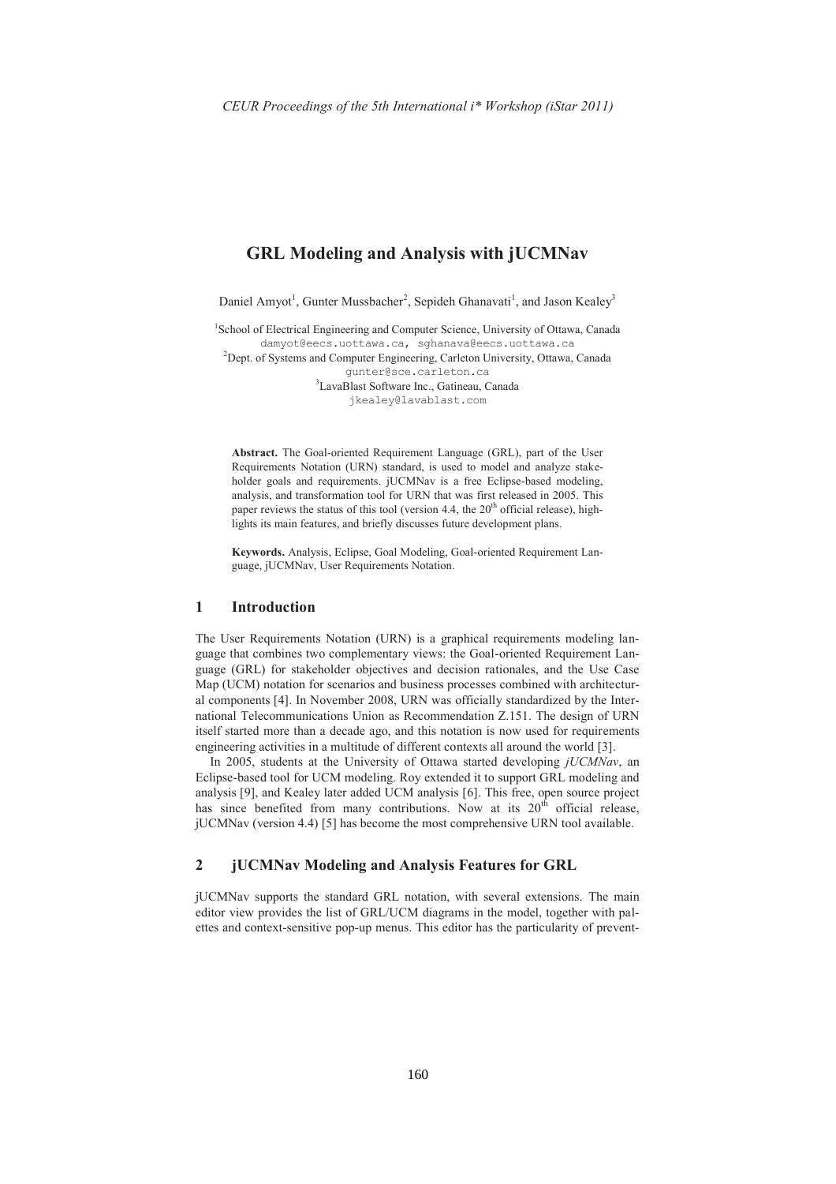# GRL Modeling and Analysis with jUCMNav

Daniel Amyot[1], Gunter Mussbacher[2], Sepideh Ghanavati[1], and Jason Kealey[3]

[1]School of Electrical Engineering and Computer Science, University of Ottawa, Canada
damyot@eecs.uottawa.ca, sghanava@eecs.uottawa.ca
[2]Dept. of Systems and Computer Engineering, Carleton University, Ottawa, Canada
gunter@sce.carleton.ca
[3]LavaBlast Software Inc., Gatineau, Canada
jkealey@lavablast.com

**Abstract.** The Goal-oriented Requirement Language (GRL), part of the User Requirements Notation (URN) standard, is used to model and analyze stakeholder goals and requirements. jUCMNav is a free Eclipse-based modeling, analysis, and transformation tool for URN that was first released in 2005. This paper reviews the status of this tool (version 4.4, the 20th official release), highlights its main features, and briefly discusses future development plans.

**Keywords.** Analysis, Eclipse, Goal Modeling, Goal-oriented Requirement Language, jUCMNav, User Requirements Notation.

## 1 Introduction

The User Requirements Notation (URN) is a graphical requirements modeling language that combines two complementary views: the Goal-oriented Requirement Language (GRL) for stakeholder objectives and decision rationales, and the Use Case Map (UCM) notation for scenarios and business processes combined with architectural components [4]. In November 2008, URN was officially standardized by the International Telecommunications Union as Recommendation Z.151. The design of URN itself started more than a decade ago, and this notation is now used for requirements engineering activities in a multitude of different contexts all around the world [3].

In 2005, students at the University of Ottawa started developing *jUCMNav*, an Eclipse-based tool for UCM modeling. Roy extended it to support GRL modeling and analysis [9], and Kealey later added UCM analysis [6]. This free, open source project has since benefited from many contributions. Now at its 20th official release, jUCMNav (version 4.4) [5] has become the most comprehensive URN tool available.

## 2 jUCMNav Modeling and Analysis Features for GRL

jUCMNav supports the standard GRL notation, with several extensions. The main editor view provides the list of GRL/UCM diagrams in the model, together with palettes and context-sensitive pop-up menus. This editor has the particularity of prevent-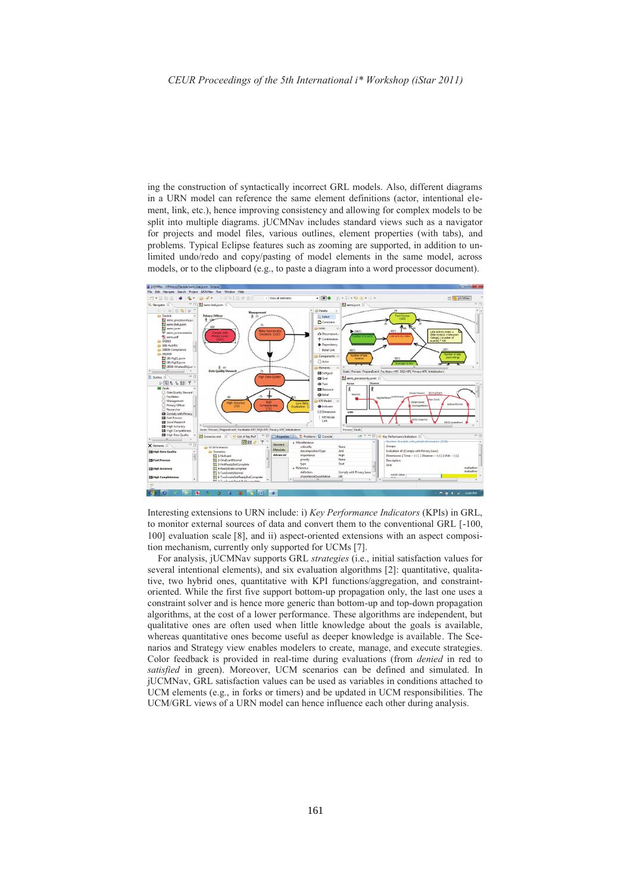ing the construction of syntactically incorrect GRL models. Also, different diagrams in a URN model can reference the same element definitions (actor, intentional element, link, etc.), hence improving consistency and allowing for complex models to be split into multiple diagrams. jUCMNav includes standard views such as a navigator for projects and model files, various outlines, element properties (with tabs), and problems. Typical Eclipse features such as zooming are supported, in addition to unlimited undo/redo and copy/pasting of model elements in the same model, across models, or to the clipboard (e.g., to paste a diagram into a word processor document).

Interesting extensions to URN include: i) *Key Performance Indicators* (KPIs) in GRL, to monitor external sources of data and convert them to the conventional GRL [-100, 100] evaluation scale [8], and ii) aspect-oriented extensions with an aspect composition mechanism, currently only supported for UCMs [7].

For analysis, jUCMNav supports GRL *strategies* (i.e., initial satisfaction values for several intentional elements), and six evaluation algorithms [2]: quantitative, qualitative, two hybrid ones, quantitative with KPI functions/aggregation, and constraint-oriented. While the first five support bottom-up propagation only, the last one uses a constraint solver and is hence more generic than bottom-up and top-down propagation algorithms, at the cost of a lower performance. These algorithms are independent, but qualitative ones are often used when little knowledge about the goals is available, whereas quantitative ones become useful as deeper knowledge is available. The Scenarios and Strategy view enables modelers to create, manage, and execute strategies. Color feedback is provided in real-time during evaluations (from *denied* in red to *satisfied* in green). Moreover, UCM scenarios can be defined and simulated. In jUCMNav, GRL satisfaction values can be used as variables in conditions attached to UCM elements (e.g., in forks or timers) and be updated in UCM responsibilities. The UCM/GRL views of a URN model can hence influence each other during analysis.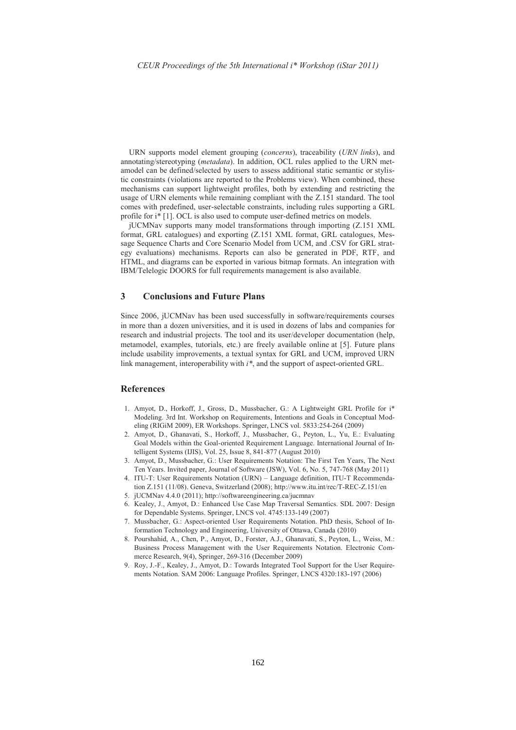URN supports model element grouping (*concerns*), traceability (*URN links*), and annotating/stereotyping (*metadata*). In addition, OCL rules applied to the URN metamodel can be defined/selected by users to assess additional static semantic or stylistic constraints (violations are reported to the Problems view). When combined, these mechanisms can support lightweight profiles, both by extending and restricting the usage of URN elements while remaining compliant with the Z.151 standard. The tool comes with predefined, user-selectable constraints, including rules supporting a GRL profile for i* [1]. OCL is also used to compute user-defined metrics on models.

jUCMNav supports many model transformations through importing (Z.151 XML format, GRL catalogues) and exporting (Z.151 XML format, GRL catalogues, Message Sequence Charts and Core Scenario Model from UCM, and .CSV for GRL strategy evaluations) mechanisms. Reports can also be generated in PDF, RTF, and HTML, and diagrams can be exported in various bitmap formats. An integration with IBM/Telelogic DOORS for full requirements management is also available.

## 3 Conclusions and Future Plans

Since 2006, jUCMNav has been used successfully in software/requirements courses in more than a dozen universities, and it is used in dozens of labs and companies for research and industrial projects. The tool and its user/developer documentation (help, metamodel, examples, tutorials, etc.) are freely available online at [5]. Future plans include usability improvements, a textual syntax for GRL and UCM, improved URN link management, interoperability with *i\**, and the support of aspect-oriented GRL.

## References

1. Amyot, D., Horkoff, J., Gross, D., Mussbacher, G.: A Lightweight GRL Profile for i* Modeling. 3rd Int. Workshop on Requirements, Intentions and Goals in Conceptual Modeling (RIGiM 2009), ER Workshops. Springer, LNCS vol. 5833:254-264 (2009)
2. Amyot, D., Ghanavati, S., Horkoff, J., Mussbacher, G., Peyton, L., Yu, E.: Evaluating Goal Models within the Goal-oriented Requirement Language. International Journal of Intelligent Systems (IJIS), Vol. 25, Issue 8, 841-877 (August 2010)
3. Amyot, D., Mussbacher, G.: User Requirements Notation: The First Ten Years, The Next Ten Years. Invited paper, Journal of Software (JSW), Vol. 6, No. 5, 747-768 (May 2011)
4. ITU-T: User Requirements Notation (URN) – Language definition, ITU-T Recommendation Z.151 (11/08). Geneva, Switzerland (2008); http://www.itu.int/rec/T-REC-Z.151/en
5. jUCMNav 4.4.0 (2011); http://softwareengineering.ca/jucmnav
6. Kealey, J., Amyot, D.: Enhanced Use Case Map Traversal Semantics. SDL 2007: Design for Dependable Systems. Springer, LNCS vol. 4745:133-149 (2007)
7. Mussbacher, G.: Aspect-oriented User Requirements Notation. PhD thesis, School of Information Technology and Engineering, University of Ottawa, Canada (2010)
8. Pourshahid, A., Chen, P., Amyot, D., Forster, A.J., Ghanavati, S., Peyton, L., Weiss, M.: Business Process Management with the User Requirements Notation. Electronic Commerce Research, 9(4), Springer, 269-316 (December 2009)
9. Roy, J.-F., Kealey, J., Amyot, D.: Towards Integrated Tool Support for the User Requirements Notation. SAM 2006: Language Profiles. Springer, LNCS 4320:183-197 (2006)